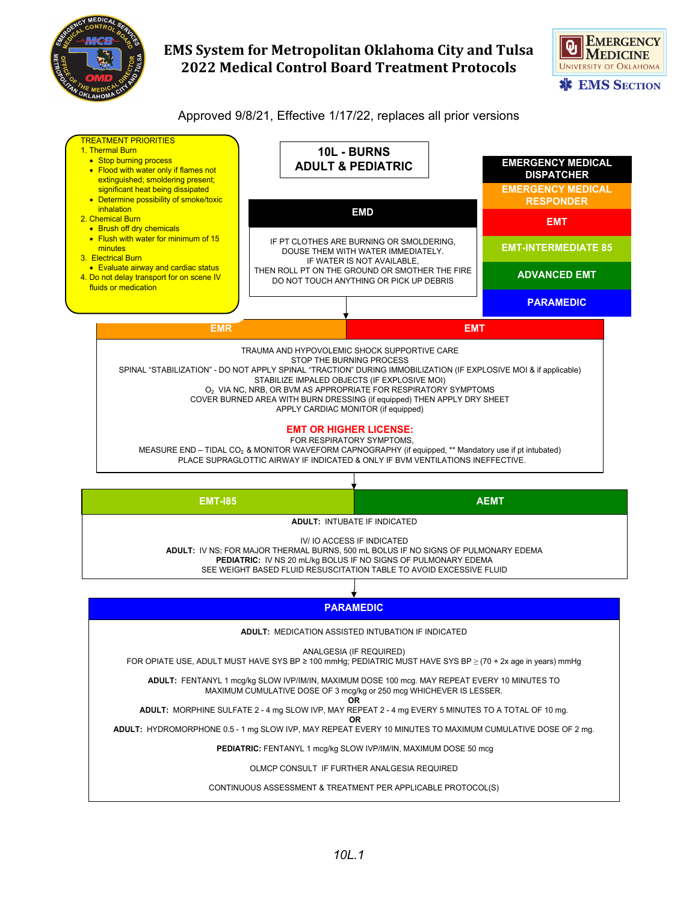# EMS System for Metropolitan Oklahoma City and Tulsa
# 2022 Medical Control Board Treatment Protocols

Approved 9/8/21, Effective 1/17/22, replaces all prior versions

## 10L - BURNS ADULT & PEDIATRIC

**TREATMENT PRIORITIES**

1. Thermal Burn
   - Stop burning process
   - Flood with water only if flames not extinguished; smoldering present; significant heat being dissipated
   - Determine possibility of smoke/toxic inhalation
2. Chemical Burn
   - Brush off dry chemicals
   - Flush with water for minimum of 15 minutes
3. Electrical Burn
   - Evaluate airway and cardiac status
4. Do not delay transport for on scene IV fluids or medication

**EMERGENCY MEDICAL DISPATCHER**
**EMERGENCY MEDICAL RESPONDER**
**EMT**
**EMT-INTERMEDIATE 85**
**ADVANCED EMT**
**PARAMEDIC**

### EMD

IF PT CLOTHES ARE BURNING OR SMOLDERING, DOUSE THEM WITH WATER IMMEDIATELY.
IF WATER IS NOT AVAILABLE,
THEN ROLL PT ON THE GROUND OR SMOTHER THE FIRE
DO NOT TOUCH ANYTHING OR PICK UP DEBRIS

### EMR | EMT

TRAUMA AND HYPOVOLEMIC SHOCK SUPPORTIVE CARE
STOP THE BURNING PROCESS
SPINAL "STABILIZATION" - DO NOT APPLY SPINAL "TRACTION" DURING IMMOBILIZATION (IF EXPLOSIVE MOI & if applicable)
STABILIZE IMPALED OBJECTS (IF EXPLOSIVE MOI)
$O_2$ VIA NC, NRB, OR BVM AS APPROPRIATE FOR RESPIRATORY SYMPTOMS
COVER BURNED AREA WITH BURN DRESSING (if equipped) THEN APPLY DRY SHEET
APPLY CARDIAC MONITOR (if equipped)

**EMT OR HIGHER LICENSE:**
FOR RESPIRATORY SYMPTOMS,
MEASURE END – TIDAL $CO_2$ & MONITOR WAVEFORM CAPNOGRAPHY (if equipped, ** Mandatory use if pt intubated)
PLACE SUPRAGLOTTIC AIRWAY IF INDICATED & ONLY IF BVM VENTILATIONS INEFFECTIVE.

### EMT-I85 | AEMT

**ADULT:** INTUBATE IF INDICATED

IV/ IO ACCESS IF INDICATED
**ADULT:** IV NS; FOR MAJOR THERMAL BURNS, 500 mL BOLUS IF NO SIGNS OF PULMONARY EDEMA
**PEDIATRIC:** IV NS 20 mL/kg BOLUS IF NO SIGNS OF PULMONARY EDEMA
SEE WEIGHT BASED FLUID RESUSCITATION TABLE TO AVOID EXCESSIVE FLUID

### PARAMEDIC

**ADULT:** MEDICATION ASSISTED INTUBATION IF INDICATED

ANALGESIA (IF REQUIRED)
FOR OPIATE USE, ADULT MUST HAVE SYS BP ≥ 100 mmHg; PEDIATRIC MUST HAVE SYS BP ≥ (70 + 2x age in years) mmHg

**ADULT:** FENTANYL 1 mcg/kg SLOW IVP/IM/IN, MAXIMUM DOSE 100 mcg. MAY REPEAT EVERY 10 MINUTES TO MAXIMUM CUMULATIVE DOSE OF 3 mcg/kg or 250 mcg WHICHEVER IS LESSER.
**OR**
**ADULT:** MORPHINE SULFATE 2 - 4 mg SLOW IVP, MAY REPEAT 2 - 4 mg EVERY 5 MINUTES TO A TOTAL OF 10 mg.
**OR**
**ADULT:** HYDROMORPHONE 0.5 - 1 mg SLOW IVP, MAY REPEAT EVERY 10 MINUTES TO MAXIMUM CUMULATIVE DOSE OF 2 mg.

**PEDIATRIC:** FENTANYL 1 mcg/kg SLOW IVP/IM/IN, MAXIMUM DOSE 50 mcg

OLMCP CONSULT IF FURTHER ANALGESIA REQUIRED

CONTINUOUS ASSESSMENT & TREATMENT PER APPLICABLE PROTOCOL(S)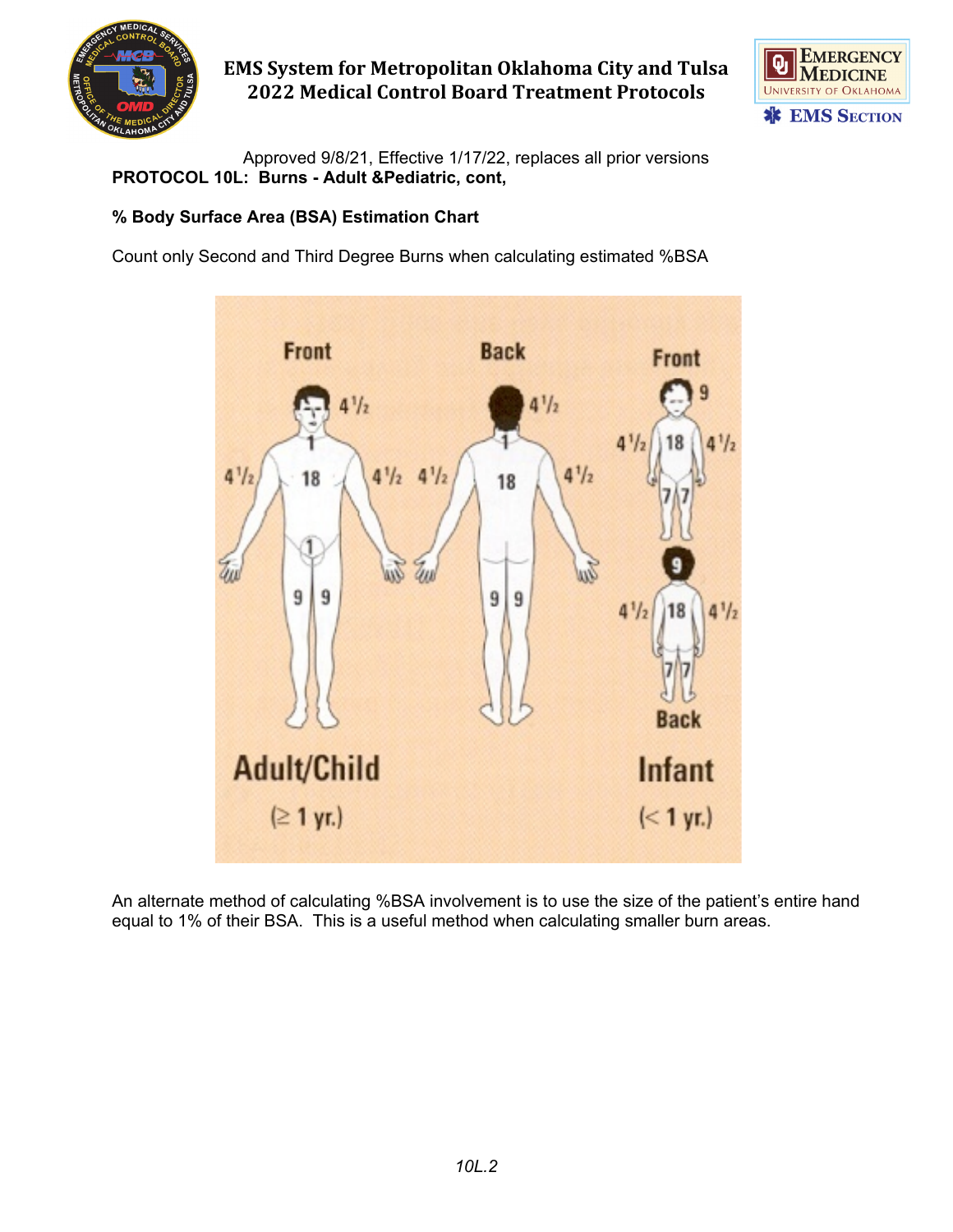Approved 9/8/21, Effective 1/17/22, replaces all prior versions

**PROTOCOL 10L: Burns - Adult &Pediatric, cont,**

**% Body Surface Area (BSA) Estimation Chart**

Count only Second and Third Degree Burns when calculating estimated %BSA

An alternate method of calculating %BSA involvement is to use the size of the patient's entire hand equal to 1% of their BSA. This is a useful method when calculating smaller burn areas.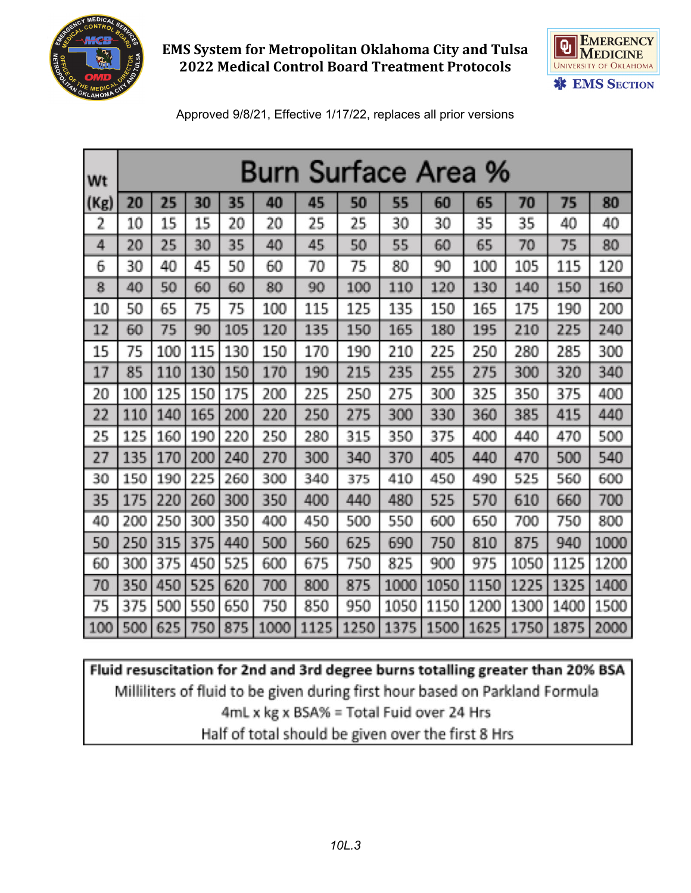EMS System for Metropolitan Oklahoma City and Tulsa
2022 Medical Control Board Treatment Protocols

Approved 9/8/21, Effective 1/17/22, replaces all prior versions

| Wt | Burn Surface Area % | | | | | | | | | | | | |
|---|---|---|---|---|---|---|---|---|---|---|---|---|---|
| (Kg) | 20 | 25 | 30 | 35 | 40 | 45 | 50 | 55 | 60 | 65 | 70 | 75 | 80 |
| 2 | 10 | 15 | 15 | 20 | 20 | 25 | 25 | 30 | 30 | 35 | 35 | 40 | 40 |
| 4 | 20 | 25 | 30 | 35 | 40 | 45 | 50 | 55 | 60 | 65 | 70 | 75 | 80 |
| 6 | 30 | 40 | 45 | 50 | 60 | 70 | 75 | 80 | 90 | 100 | 105 | 115 | 120 |
| 8 | 40 | 50 | 60 | 60 | 80 | 90 | 100 | 110 | 120 | 130 | 140 | 150 | 160 |
| 10 | 50 | 65 | 75 | 75 | 100 | 115 | 125 | 135 | 150 | 165 | 175 | 190 | 200 |
| 12 | 60 | 75 | 90 | 105 | 120 | 135 | 150 | 165 | 180 | 195 | 210 | 225 | 240 |
| 15 | 75 | 100 | 115 | 130 | 150 | 170 | 190 | 210 | 225 | 250 | 280 | 285 | 300 |
| 17 | 85 | 110 | 130 | 150 | 170 | 190 | 215 | 235 | 255 | 275 | 300 | 320 | 340 |
| 20 | 100 | 125 | 150 | 175 | 200 | 225 | 250 | 275 | 300 | 325 | 350 | 375 | 400 |
| 22 | 110 | 140 | 165 | 200 | 220 | 250 | 275 | 300 | 330 | 360 | 385 | 415 | 440 |
| 25 | 125 | 160 | 190 | 220 | 250 | 280 | 315 | 350 | 375 | 400 | 440 | 470 | 500 |
| 27 | 135 | 170 | 200 | 240 | 270 | 300 | 340 | 370 | 405 | 440 | 470 | 500 | 540 |
| 30 | 150 | 190 | 225 | 260 | 300 | 340 | 375 | 410 | 450 | 490 | 525 | 560 | 600 |
| 35 | 175 | 220 | 260 | 300 | 350 | 400 | 440 | 480 | 525 | 570 | 610 | 660 | 700 |
| 40 | 200 | 250 | 300 | 350 | 400 | 450 | 500 | 550 | 600 | 650 | 700 | 750 | 800 |
| 50 | 250 | 315 | 375 | 440 | 500 | 560 | 625 | 690 | 750 | 810 | 875 | 940 | 1000 |
| 60 | 300 | 375 | 450 | 525 | 600 | 675 | 750 | 825 | 900 | 975 | 1050 | 1125 | 1200 |
| 70 | 350 | 450 | 525 | 620 | 700 | 800 | 875 | 1000 | 1050 | 1150 | 1225 | 1325 | 1400 |
| 75 | 375 | 500 | 550 | 650 | 750 | 850 | 950 | 1050 | 1150 | 1200 | 1300 | 1400 | 1500 |
| 100 | 500 | 625 | 750 | 875 | 1000 | 1125 | 1250 | 1375 | 1500 | 1625 | 1750 | 1875 | 2000 |

**Fluid resuscitation for 2nd and 3rd degree burns totalling greater than 20% BSA**

Milliliters of fluid to be given during first hour based on Parkland Formula

4mL x kg x BSA% = Total Fuid over 24 Hrs

Half of total should be given over the first 8 Hrs